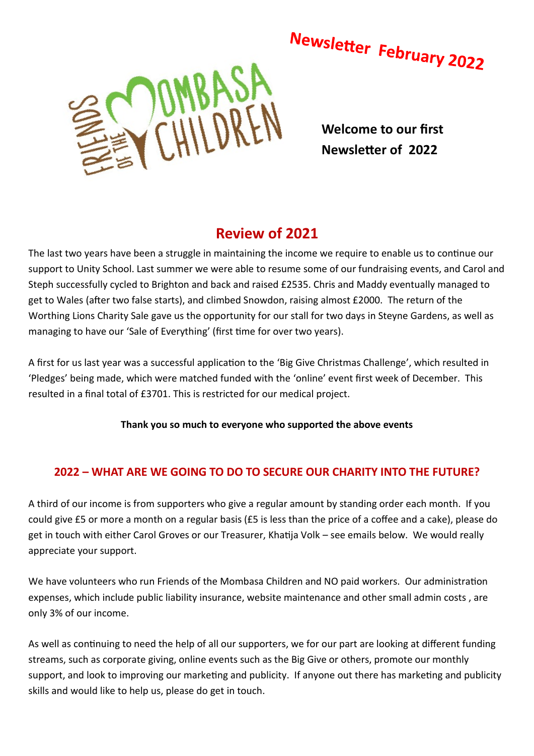# Newsletter February 2022

**Welcome to our first Newsletter of 2022**

## Review of 2021

The last two years have been a struggle in maintaining the income we require to enable us to continue our support to Unity School. Last summer we were able to resume some of our fundraising events, and Carol and Steph successfully cycled to Brighton and back and raised £2535. Chris and Maddy eventually managed to get to Wales (after two false starts), and climbed Snowdon, raising almost £2000. The return of the Worthing Lions Charity Sale gave us the opportunity for our stall for two days in Steyne Gardens, as well as managing to have our 'Sale of Everything' (first time for over two years).

A first for us last year was a successful application to the 'Big Give Christmas Challenge', which resulted in 'Pledges' being made, which were matched funded with the 'online' event first week of December. This resulted in a final total of £3701. This is restricted for our medical project.

**Thank you so much to everyone who supported the above events**

## 2022 – WHAT ARE WE GOING TO DO TO SECURE OUR CHARITY INTO THE FUTURE?

A third of our income is from supporters who give a regular amount by standing order each month. If you could give £5 or more a month on a regular basis (£5 is less than the price of a coffee and a cake), please do get in touch with either Carol Groves or our Treasurer, Khatija Volk – see emails below. We would really appreciate your support.

We have volunteers who run Friends of the Mombasa Children and NO paid workers. Our administration expenses, which include public liability insurance, website maintenance and other small admin costs , are only 3% of our income.

As well as continuing to need the help of all our supporters, we for our part are looking at different funding streams, such as corporate giving, online events such as the Big Give or others, promote our monthly support, and look to improving our marketing and publicity. If anyone out there has marketing and publicity skills and would like to help us, please do get in touch.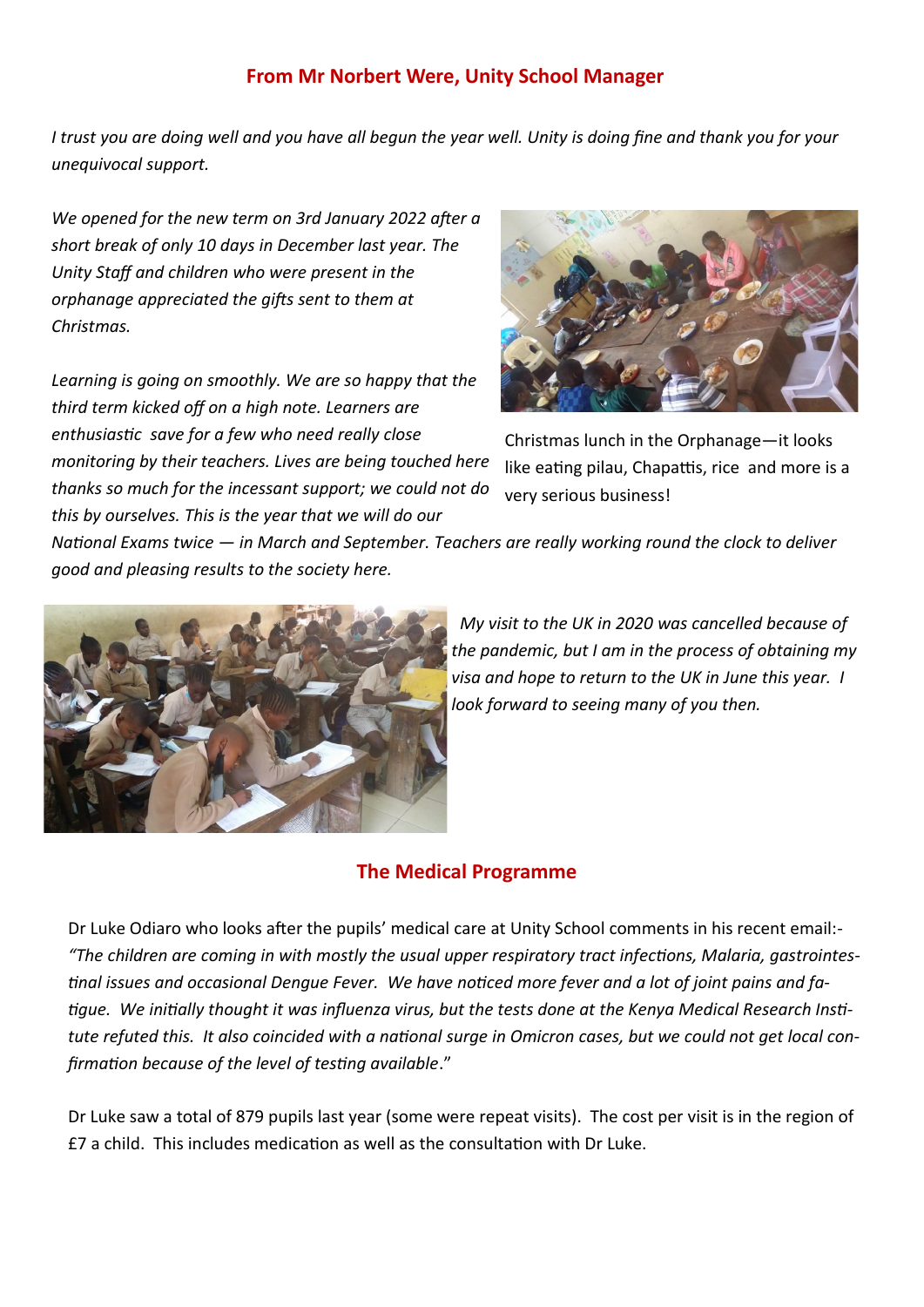## From Mr Norbert Were, Unity School Manager

*I trust you are doing well and you have all begun the year well. Unity is doing fine and thank you for your unequivocal support.*

*We opened for the new term on 3rd January 2022 after a short break of only 10 days in December last year. The Unity Staff and children who were present in the orphanage appreciated the gifts sent to them at Christmas.*

*Learning is going on smoothly. We are so happy that the third term kicked off on a high note. Learners are enthusiastic save for a few who need really close monitoring by their teachers. Lives are being touched here thanks so much for the incessant support; we could not do this by ourselves. This is the year that we will do our National Exams twice — in March and September. Teachers are really working round the clock to deliver good and pleasing results to the society here.*

Christmas lunch in the Orphanage—it looks like eating pilau, Chapattis, rice and more is a very serious business!

*My visit to the UK in 2020 was cancelled because of the pandemic, but I am in the process of obtaining my visa and hope to return to the UK in June this year. I look forward to seeing many of you then.*

## The Medical Programme

Dr Luke Odiaro who looks after the pupils' medical care at Unity School comments in his recent email:- *"The children are coming in with mostly the usual upper respiratory tract infections, Malaria, gastrointestinal issues and occasional Dengue Fever. We have noticed more fever and a lot of joint pains and fatigue. We initially thought it was influenza virus, but the tests done at the Kenya Medical Research Institute refuted this. It also coincided with a national surge in Omicron cases, but we could not get local confirmation because of the level of testing available*."

Dr Luke saw a total of 879 pupils last year (some were repeat visits). The cost per visit is in the region of £7 a child. This includes medication as well as the consultation with Dr Luke.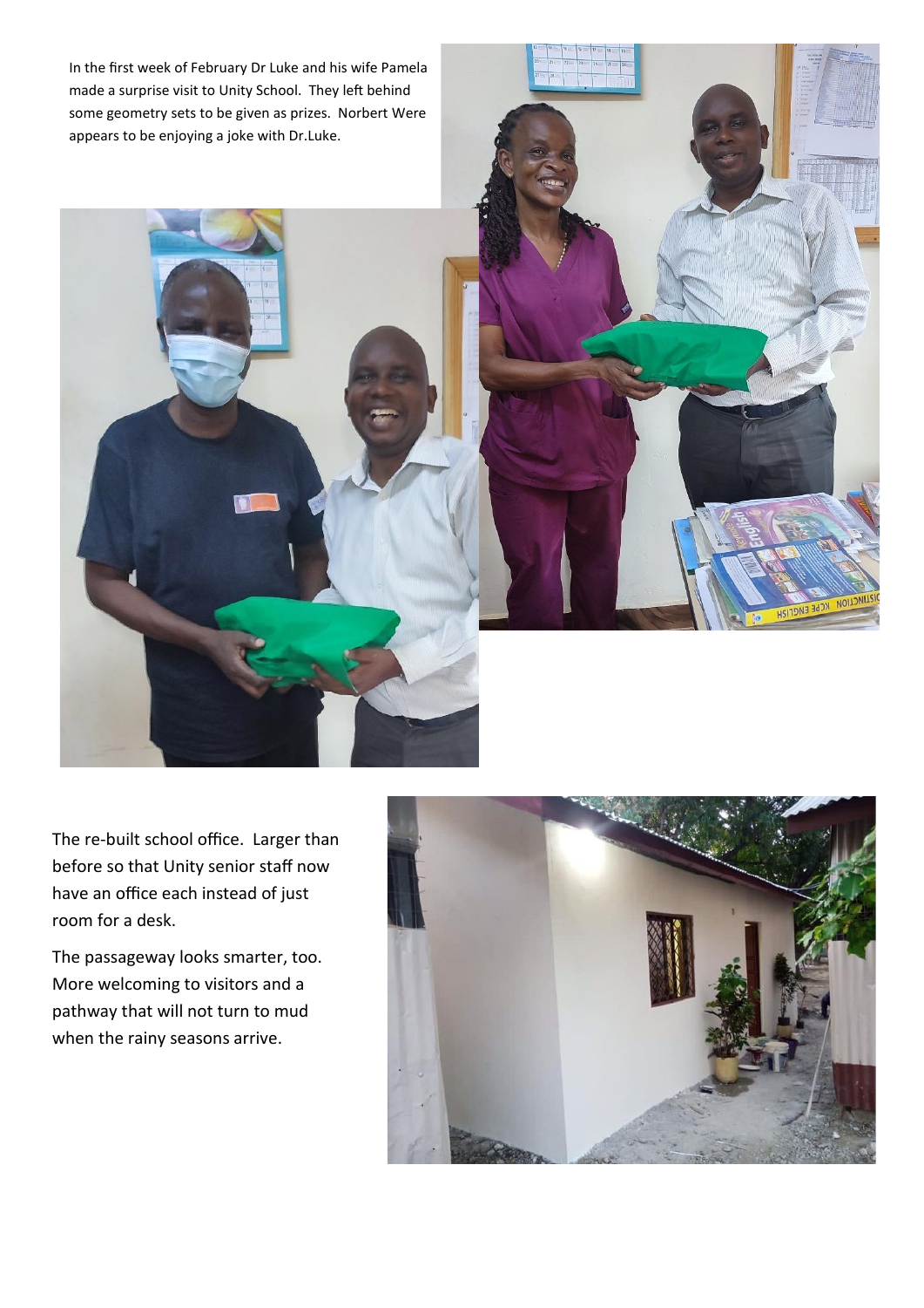In the first week of February Dr Luke and his wife Pamela made a surprise visit to Unity School. They left behind some geometry sets to be given as prizes. Norbert Were appears to be enjoying a joke with Dr.Luke.

The re-built school office. Larger than before so that Unity senior staff now have an office each instead of just room for a desk.

The passageway looks smarter, too. More welcoming to visitors and a pathway that will not turn to mud when the rainy seasons arrive.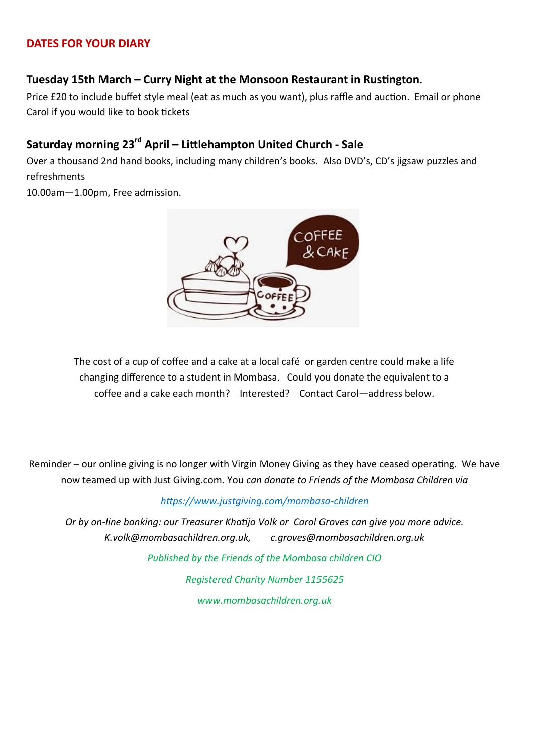## DATES FOR YOUR DIARY

### Tuesday 15th March – Curry Night at the Monsoon Restaurant in Rustington.

Price £20 to include buffet style meal (eat as much as you want), plus raffle and auction. Email or phone Carol if you would like to book tickets

### Saturday morning 23rd April – Littlehampton United Church - Sale

Over a thousand 2nd hand books, including many children's books. Also DVD's, CD's jigsaw puzzles and refreshments

10.00am—1.00pm, Free admission.

The cost of a cup of coffee and a cake at a local café or garden centre could make a life changing difference to a student in Mombasa. Could you donate the equivalent to a coffee and a cake each month? Interested? Contact Carol—address below.

Reminder – our online giving is no longer with Virgin Money Giving as they have ceased operating. We have now teamed up with Just Giving.com. You *can donate to Friends of the Mombasa Children via*

*https://www.justgiving.com/mombasa-children*

*Or by on-line banking: our Treasurer Khatija Volk or Carol Groves can give you more advice. K.volk@mombasachildren.org.uk, c.groves@mombasachildren.org.uk*

*Published by the Friends of the Mombasa children CIO*

*Registered Charity Number 1155625*

*www.mombasachildren.org.uk*